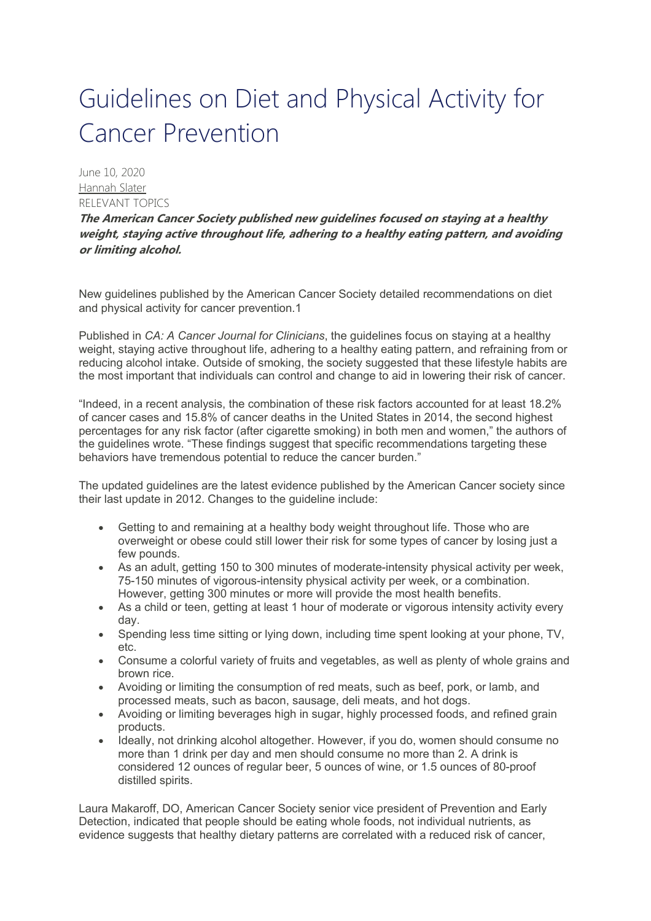# Guidelines on Diet and Physical Activity for Cancer Prevention

June 10, 2020
Hannah Slater
RELEVANT TOPICS

***The American Cancer Society published new guidelines focused on staying at a healthy weight, staying active throughout life, adhering to a healthy eating pattern, and avoiding or limiting alcohol.***

New guidelines published by the American Cancer Society detailed recommendations on diet and physical activity for cancer prevention.1

Published in *CA: A Cancer Journal for Clinicians*, the guidelines focus on staying at a healthy weight, staying active throughout life, adhering to a healthy eating pattern, and refraining from or reducing alcohol intake. Outside of smoking, the society suggested that these lifestyle habits are the most important that individuals can control and change to aid in lowering their risk of cancer.

"Indeed, in a recent analysis, the combination of these risk factors accounted for at least 18.2% of cancer cases and 15.8% of cancer deaths in the United States in 2014, the second highest percentages for any risk factor (after cigarette smoking) in both men and women," the authors of the guidelines wrote. "These findings suggest that specific recommendations targeting these behaviors have tremendous potential to reduce the cancer burden."

The updated guidelines are the latest evidence published by the American Cancer society since their last update in 2012. Changes to the guideline include:

- Getting to and remaining at a healthy body weight throughout life. Those who are overweight or obese could still lower their risk for some types of cancer by losing just a few pounds.
- As an adult, getting 150 to 300 minutes of moderate-intensity physical activity per week, 75-150 minutes of vigorous-intensity physical activity per week, or a combination. However, getting 300 minutes or more will provide the most health benefits.
- As a child or teen, getting at least 1 hour of moderate or vigorous intensity activity every day.
- Spending less time sitting or lying down, including time spent looking at your phone, TV, etc.
- Consume a colorful variety of fruits and vegetables, as well as plenty of whole grains and brown rice.
- Avoiding or limiting the consumption of red meats, such as beef, pork, or lamb, and processed meats, such as bacon, sausage, deli meats, and hot dogs.
- Avoiding or limiting beverages high in sugar, highly processed foods, and refined grain products.
- Ideally, not drinking alcohol altogether. However, if you do, women should consume no more than 1 drink per day and men should consume no more than 2. A drink is considered 12 ounces of regular beer, 5 ounces of wine, or 1.5 ounces of 80-proof distilled spirits.

Laura Makaroff, DO, American Cancer Society senior vice president of Prevention and Early Detection, indicated that people should be eating whole foods, not individual nutrients, as evidence suggests that healthy dietary patterns are correlated with a reduced risk of cancer,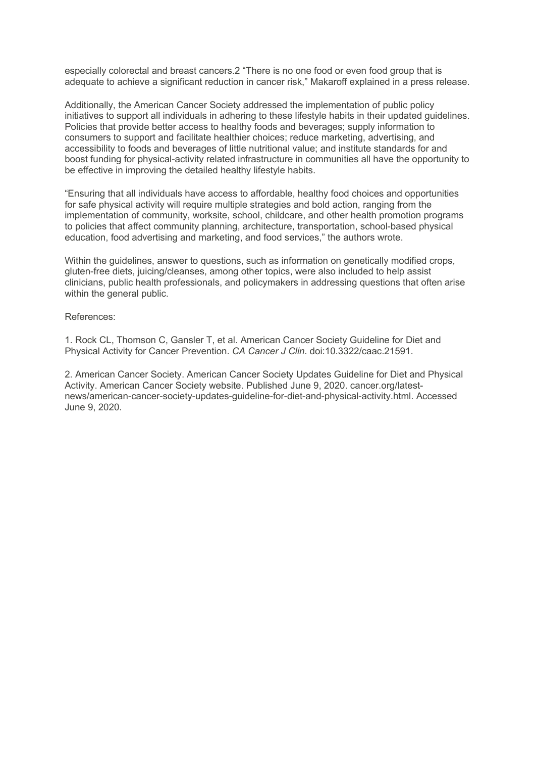especially colorectal and breast cancers.[2] "There is no one food or even food group that is adequate to achieve a significant reduction in cancer risk," Makaroff explained in a press release.

Additionally, the American Cancer Society addressed the implementation of public policy initiatives to support all individuals in adhering to these lifestyle habits in their updated guidelines. Policies that provide better access to healthy foods and beverages; supply information to consumers to support and facilitate healthier choices; reduce marketing, advertising, and accessibility to foods and beverages of little nutritional value; and institute standards for and boost funding for physical-activity related infrastructure in communities all have the opportunity to be effective in improving the detailed healthy lifestyle habits.

"Ensuring that all individuals have access to affordable, healthy food choices and opportunities for safe physical activity will require multiple strategies and bold action, ranging from the implementation of community, worksite, school, childcare, and other health promotion programs to policies that affect community planning, architecture, transportation, school-based physical education, food advertising and marketing, and food services," the authors wrote.

Within the guidelines, answer to questions, such as information on genetically modified crops, gluten-free diets, juicing/cleanses, among other topics, were also included to help assist clinicians, public health professionals, and policymakers in addressing questions that often arise within the general public.

References:

1. Rock CL, Thomson C, Gansler T, et al. American Cancer Society Guideline for Diet and Physical Activity for Cancer Prevention. *CA Cancer J Clin*. doi:10.3322/caac.21591.

2. American Cancer Society. American Cancer Society Updates Guideline for Diet and Physical Activity. American Cancer Society website. Published June 9, 2020. cancer.org/latest-news/american-cancer-society-updates-guideline-for-diet-and-physical-activity.html. Accessed June 9, 2020.